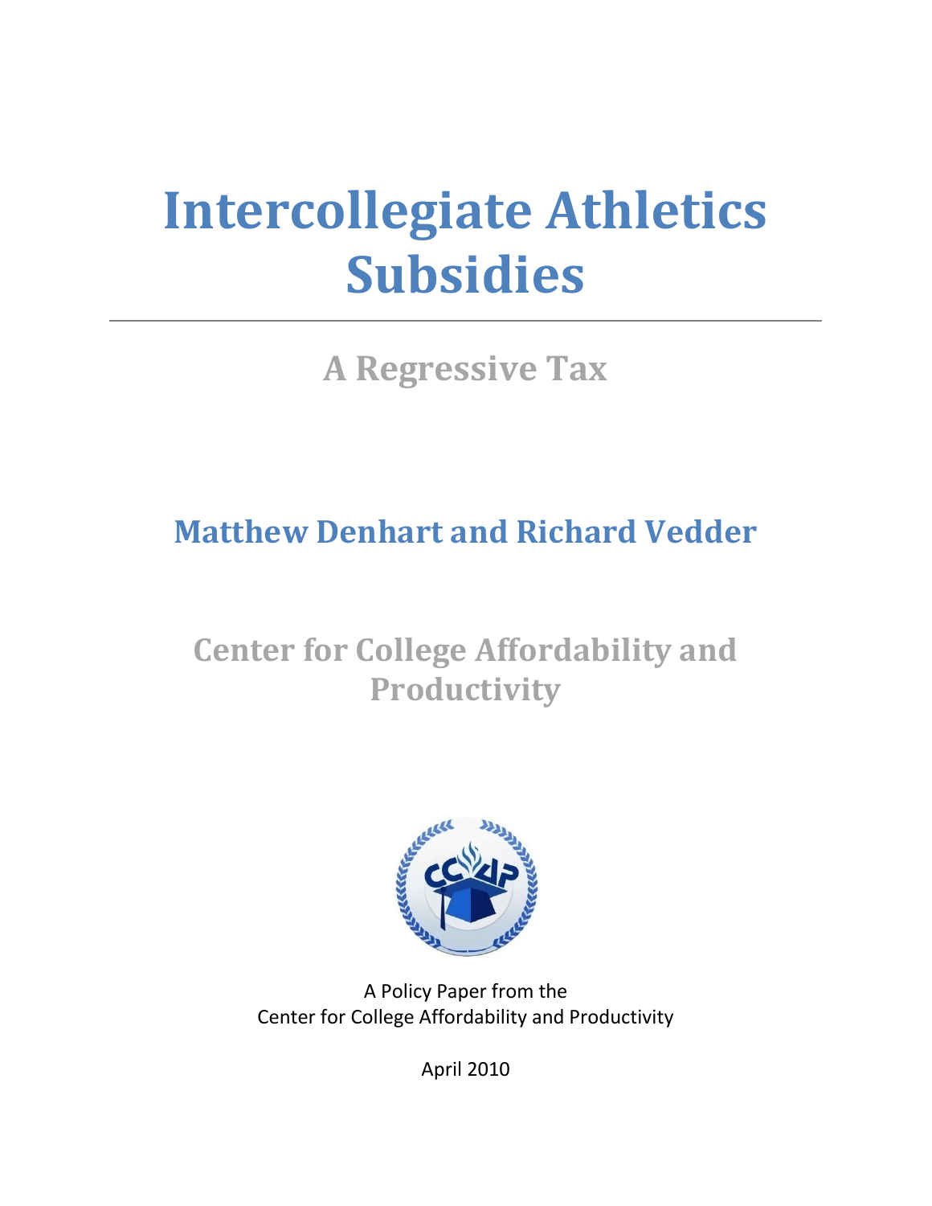# Intercollegiate Athletics Subsidies

## A Regressive Tax

### Matthew Denhart and Richard Vedder

### Center for College Affordability and Productivity

A Policy Paper from the
Center for College Affordability and Productivity

April 2010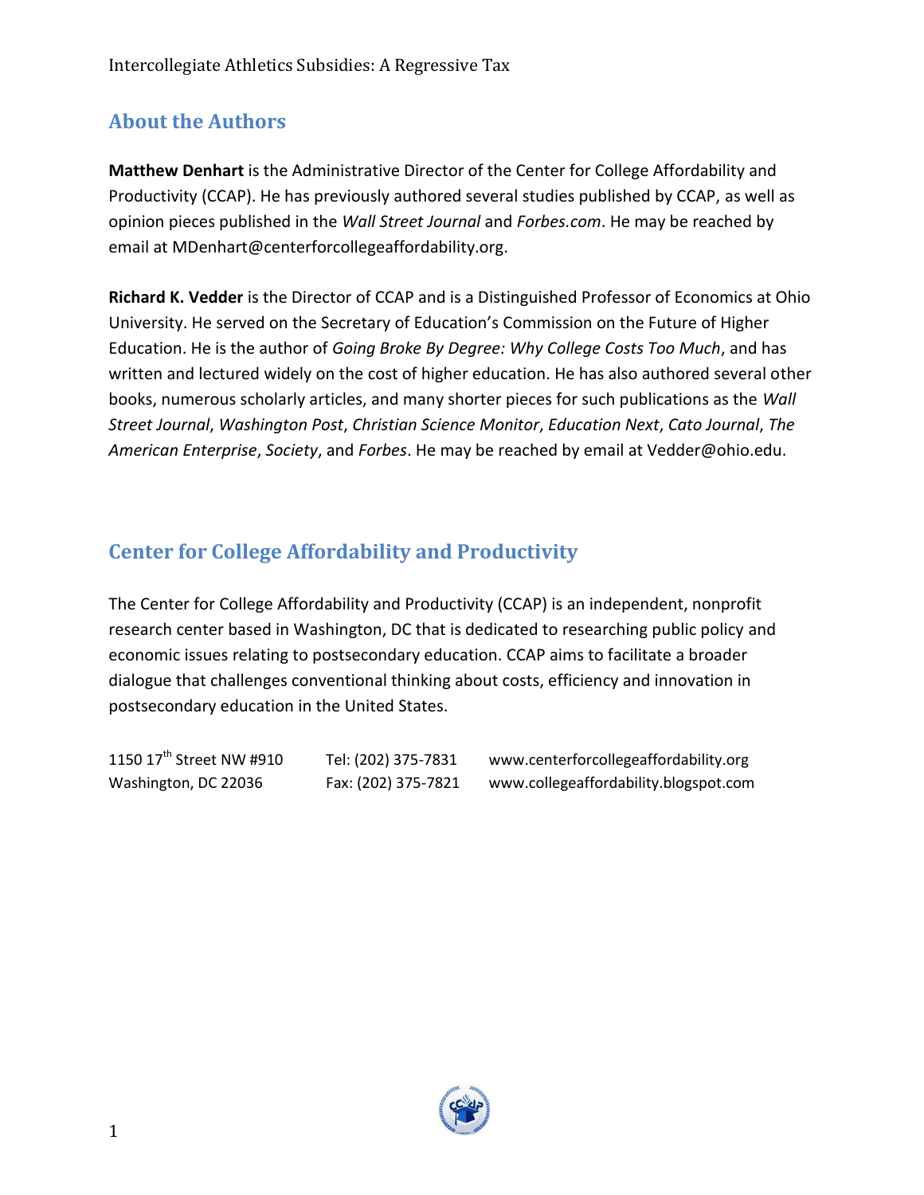## About the Authors

**Matthew Denhart** is the Administrative Director of the Center for College Affordability and Productivity (CCAP). He has previously authored several studies published by CCAP, as well as opinion pieces published in the *Wall Street Journal* and *Forbes.com*. He may be reached by email at MDenhart@centerforcollegeaffordability.org.

**Richard K. Vedder** is the Director of CCAP and is a Distinguished Professor of Economics at Ohio University. He served on the Secretary of Education's Commission on the Future of Higher Education. He is the author of *Going Broke By Degree: Why College Costs Too Much*, and has written and lectured widely on the cost of higher education. He has also authored several other books, numerous scholarly articles, and many shorter pieces for such publications as the *Wall Street Journal*, *Washington Post*, *Christian Science Monitor*, *Education Next*, *Cato Journal*, *The American Enterprise*, *Society*, and *Forbes*. He may be reached by email at Vedder@ohio.edu.

## Center for College Affordability and Productivity

The Center for College Affordability and Productivity (CCAP) is an independent, nonprofit research center based in Washington, DC that is dedicated to researching public policy and economic issues relating to postsecondary education. CCAP aims to facilitate a broader dialogue that challenges conventional thinking about costs, efficiency and innovation in postsecondary education in the United States.

1150 17th Street NW #910
Washington, DC 22036

Tel: (202) 375-7831
Fax: (202) 375-7821

www.centerforcollegeaffordability.org
www.collegeaffordability.blogspot.com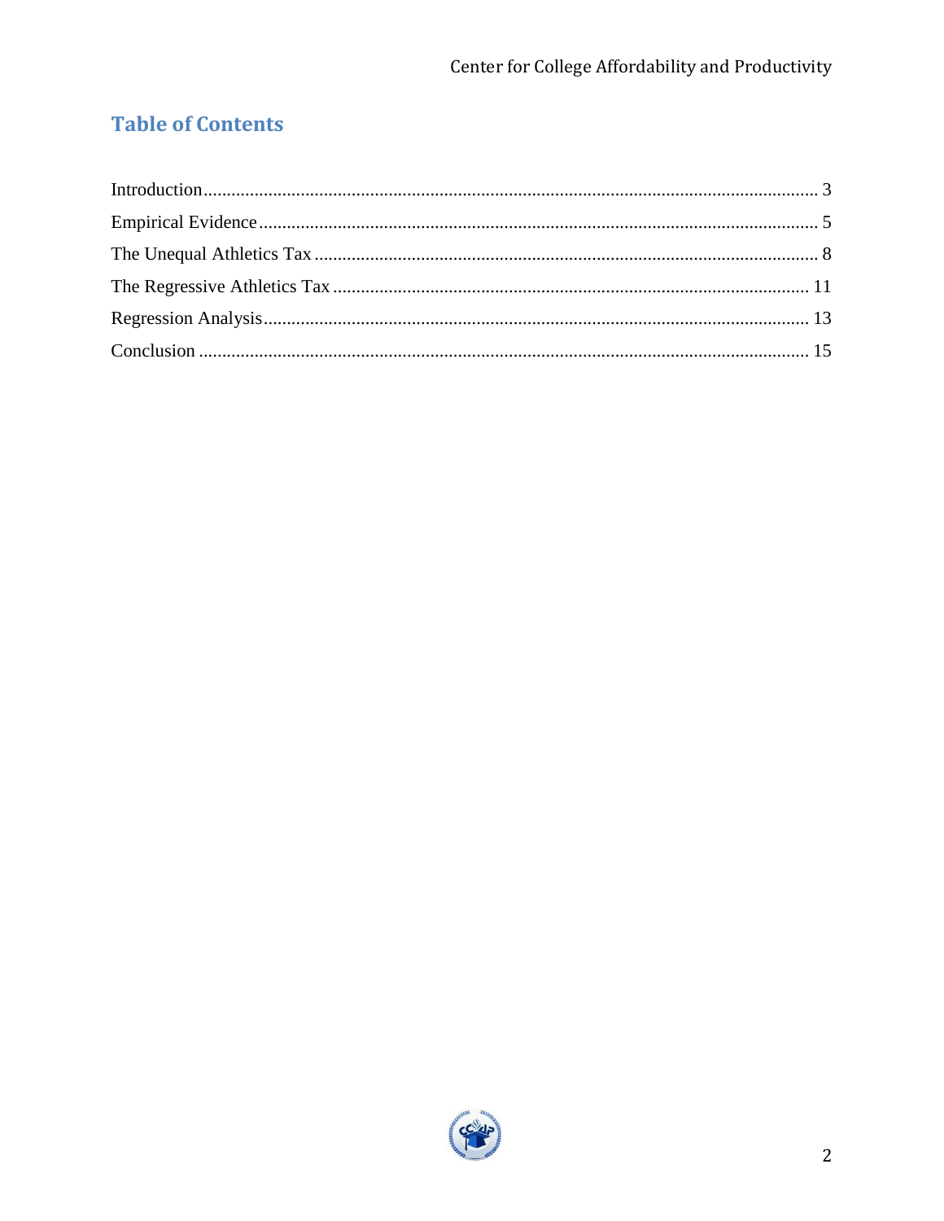## Table of Contents

Introduction .................................................................................................................................. 3
Empirical Evidence ...................................................................................................................... 5
The Unequal Athletics Tax ........................................................................................................... 8
The Regressive Athletics Tax ..................................................................................................... 11
Regression Analysis .................................................................................................................... 13
Conclusion .................................................................................................................................. 15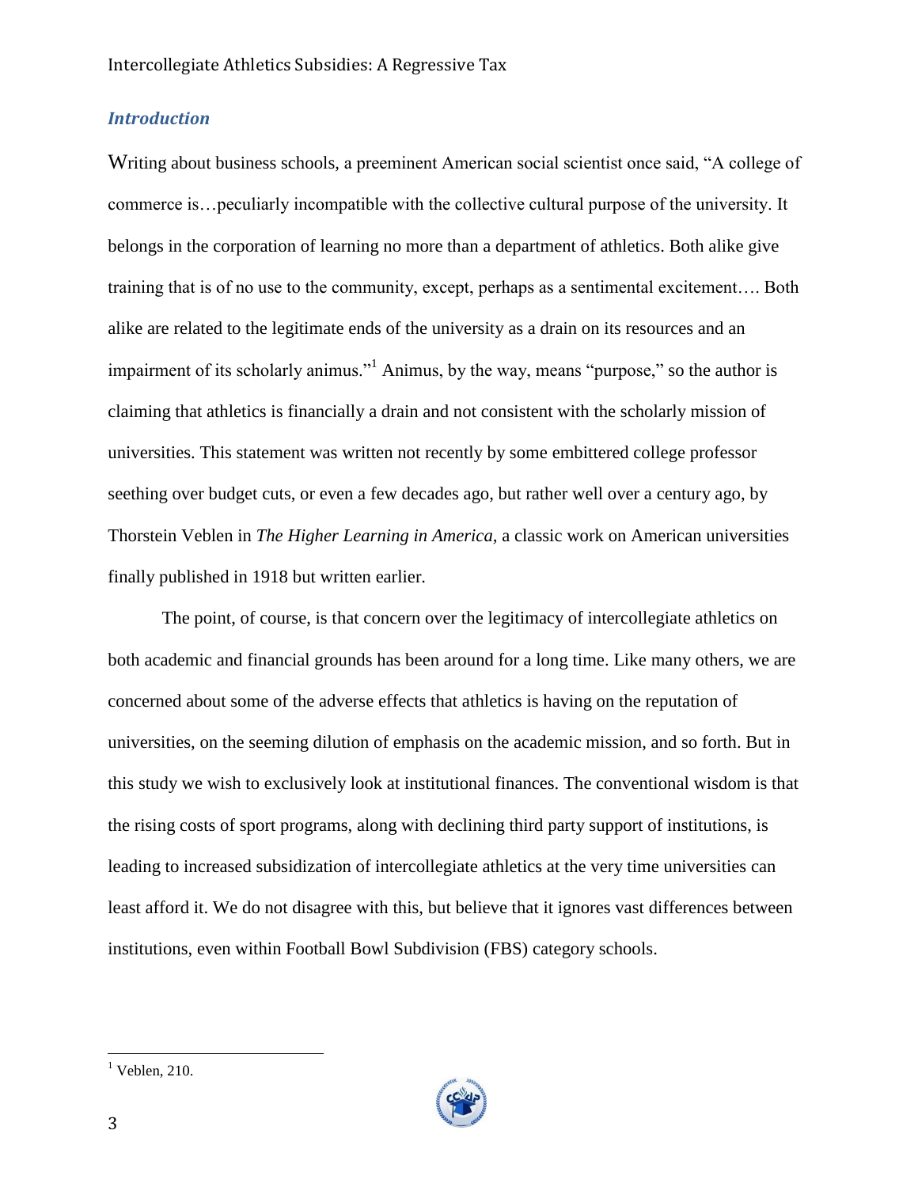## *Introduction*

Writing about business schools, a preeminent American social scientist once said, "A college of commerce is…peculiarly incompatible with the collective cultural purpose of the university. It belongs in the corporation of learning no more than a department of athletics. Both alike give training that is of no use to the community, except, perhaps as a sentimental excitement…. Both alike are related to the legitimate ends of the university as a drain on its resources and an impairment of its scholarly animus."[1] Animus, by the way, means "purpose," so the author is claiming that athletics is financially a drain and not consistent with the scholarly mission of universities. This statement was written not recently by some embittered college professor seething over budget cuts, or even a few decades ago, but rather well over a century ago, by Thorstein Veblen in *The Higher Learning in America,* a classic work on American universities finally published in 1918 but written earlier.

The point, of course, is that concern over the legitimacy of intercollegiate athletics on both academic and financial grounds has been around for a long time. Like many others, we are concerned about some of the adverse effects that athletics is having on the reputation of universities, on the seeming dilution of emphasis on the academic mission, and so forth. But in this study we wish to exclusively look at institutional finances. The conventional wisdom is that the rising costs of sport programs, along with declining third party support of institutions, is leading to increased subsidization of intercollegiate athletics at the very time universities can least afford it. We do not disagree with this, but believe that it ignores vast differences between institutions, even within Football Bowl Subdivision (FBS) category schools.

---

[1] Veblen, 210.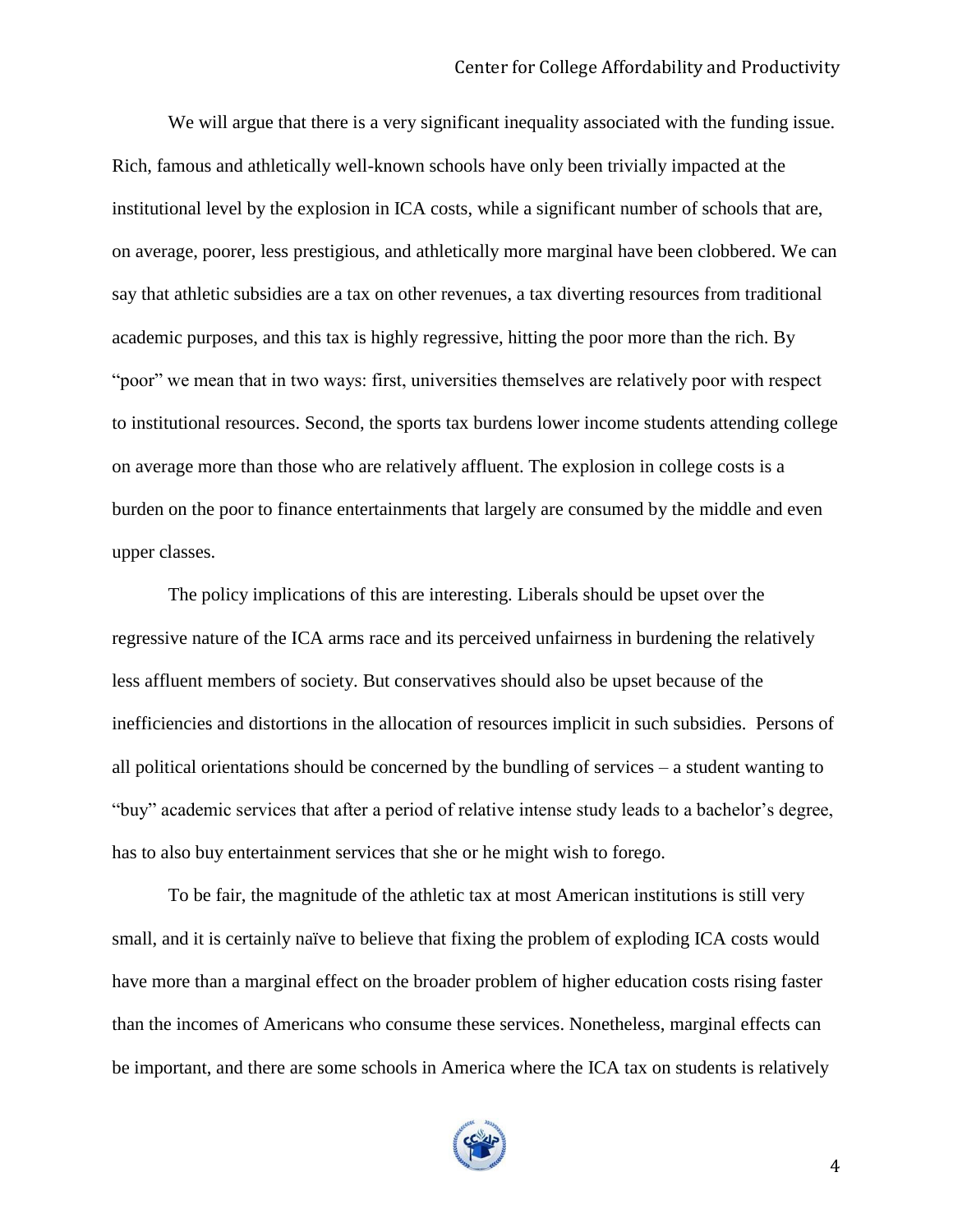We will argue that there is a very significant inequality associated with the funding issue. Rich, famous and athletically well-known schools have only been trivially impacted at the institutional level by the explosion in ICA costs, while a significant number of schools that are, on average, poorer, less prestigious, and athletically more marginal have been clobbered. We can say that athletic subsidies are a tax on other revenues, a tax diverting resources from traditional academic purposes, and this tax is highly regressive, hitting the poor more than the rich. By "poor" we mean that in two ways: first, universities themselves are relatively poor with respect to institutional resources. Second, the sports tax burdens lower income students attending college on average more than those who are relatively affluent. The explosion in college costs is a burden on the poor to finance entertainments that largely are consumed by the middle and even upper classes.

The policy implications of this are interesting. Liberals should be upset over the regressive nature of the ICA arms race and its perceived unfairness in burdening the relatively less affluent members of society. But conservatives should also be upset because of the inefficiencies and distortions in the allocation of resources implicit in such subsidies. Persons of all political orientations should be concerned by the bundling of services – a student wanting to "buy" academic services that after a period of relative intense study leads to a bachelor's degree, has to also buy entertainment services that she or he might wish to forego.

To be fair, the magnitude of the athletic tax at most American institutions is still very small, and it is certainly naïve to believe that fixing the problem of exploding ICA costs would have more than a marginal effect on the broader problem of higher education costs rising faster than the incomes of Americans who consume these services. Nonetheless, marginal effects can be important, and there are some schools in America where the ICA tax on students is relatively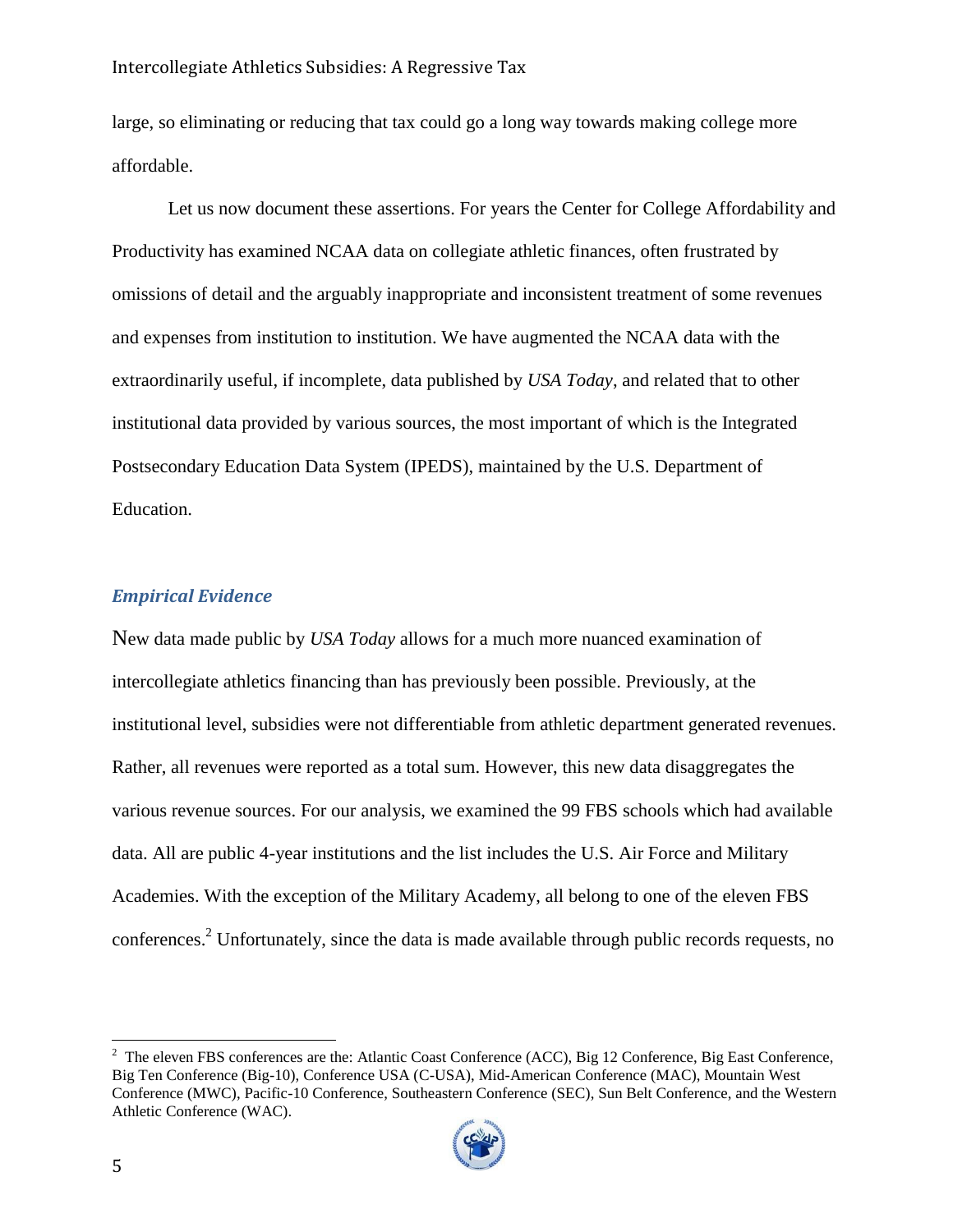large, so eliminating or reducing that tax could go a long way towards making college more affordable.

Let us now document these assertions. For years the Center for College Affordability and Productivity has examined NCAA data on collegiate athletic finances, often frustrated by omissions of detail and the arguably inappropriate and inconsistent treatment of some revenues and expenses from institution to institution. We have augmented the NCAA data with the extraordinarily useful, if incomplete, data published by *USA Today*, and related that to other institutional data provided by various sources, the most important of which is the Integrated Postsecondary Education Data System (IPEDS), maintained by the U.S. Department of Education.

### *Empirical Evidence*

New data made public by *USA Today* allows for a much more nuanced examination of intercollegiate athletics financing than has previously been possible. Previously, at the institutional level, subsidies were not differentiable from athletic department generated revenues. Rather, all revenues were reported as a total sum. However, this new data disaggregates the various revenue sources. For our analysis, we examined the 99 FBS schools which had available data. All are public 4-year institutions and the list includes the U.S. Air Force and Military Academies. With the exception of the Military Academy, all belong to one of the eleven FBS conferences.[2] Unfortunately, since the data is made available through public records requests, no

[2] The eleven FBS conferences are the: Atlantic Coast Conference (ACC), Big 12 Conference, Big East Conference, Big Ten Conference (Big-10), Conference USA (C-USA), Mid-American Conference (MAC), Mountain West Conference (MWC), Pacific-10 Conference, Southeastern Conference (SEC), Sun Belt Conference, and the Western Athletic Conference (WAC).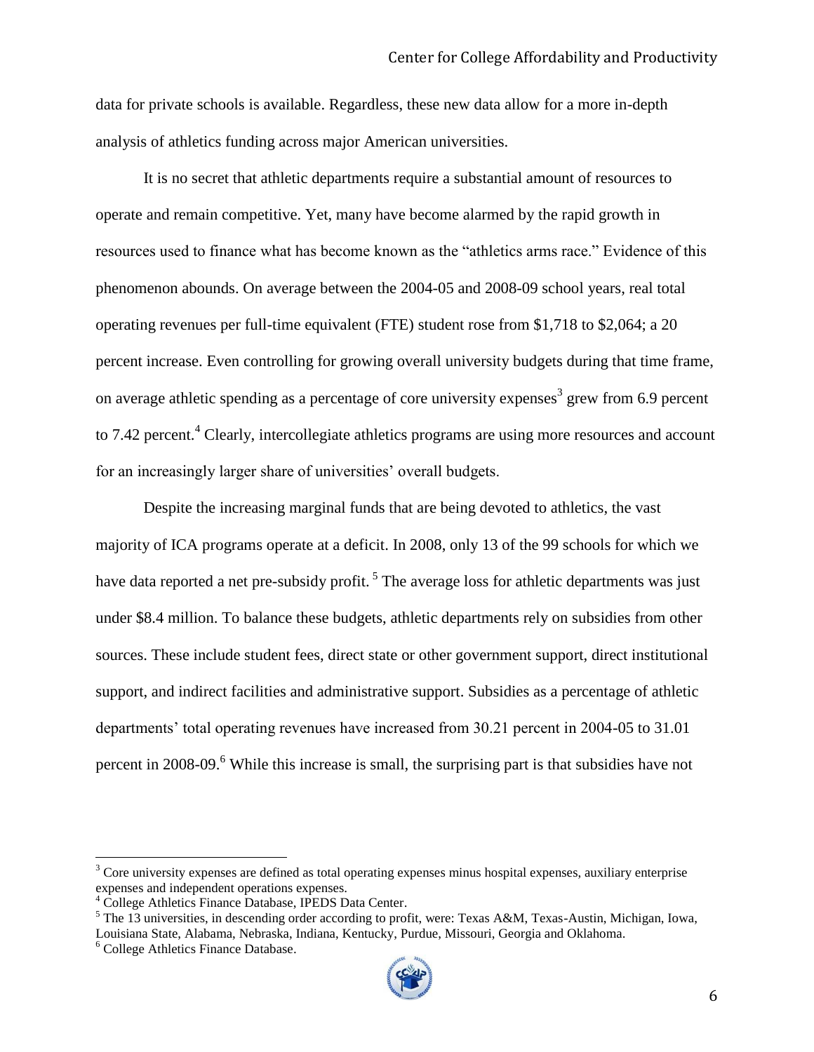data for private schools is available. Regardless, these new data allow for a more in-depth analysis of athletics funding across major American universities.

It is no secret that athletic departments require a substantial amount of resources to operate and remain competitive. Yet, many have become alarmed by the rapid growth in resources used to finance what has become known as the "athletics arms race." Evidence of this phenomenon abounds. On average between the 2004-05 and 2008-09 school years, real total operating revenues per full-time equivalent (FTE) student rose from $1,718 to $2,064; a 20 percent increase. Even controlling for growing overall university budgets during that time frame, on average athletic spending as a percentage of core university expenses[3] grew from 6.9 percent to 7.42 percent.[4] Clearly, intercollegiate athletics programs are using more resources and account for an increasingly larger share of universities' overall budgets.

Despite the increasing marginal funds that are being devoted to athletics, the vast majority of ICA programs operate at a deficit. In 2008, only 13 of the 99 schools for which we have data reported a net pre-subsidy profit.[5] The average loss for athletic departments was just under $8.4 million. To balance these budgets, athletic departments rely on subsidies from other sources. These include student fees, direct state or other government support, direct institutional support, and indirect facilities and administrative support. Subsidies as a percentage of athletic departments' total operating revenues have increased from 30.21 percent in 2004-05 to 31.01 percent in 2008-09.[6] While this increase is small, the surprising part is that subsidies have not

---

[3] Core university expenses are defined as total operating expenses minus hospital expenses, auxiliary enterprise expenses and independent operations expenses.

[4] College Athletics Finance Database, IPEDS Data Center.

[5] The 13 universities, in descending order according to profit, were: Texas A&M, Texas-Austin, Michigan, Iowa, Louisiana State, Alabama, Nebraska, Indiana, Kentucky, Purdue, Missouri, Georgia and Oklahoma.

[6] College Athletics Finance Database.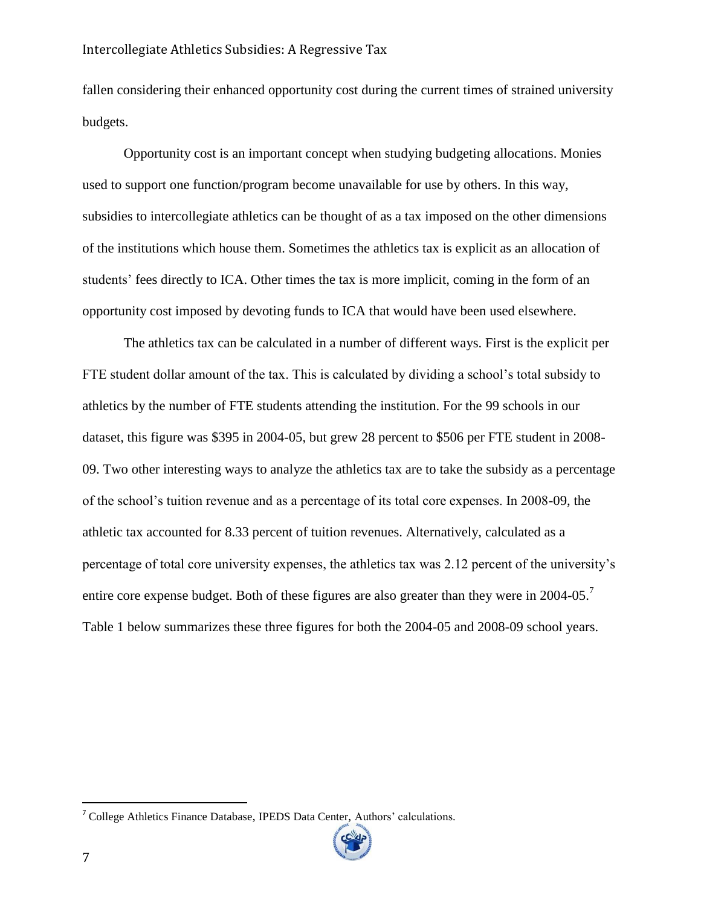fallen considering their enhanced opportunity cost during the current times of strained university budgets.

Opportunity cost is an important concept when studying budgeting allocations. Monies used to support one function/program become unavailable for use by others. In this way, subsidies to intercollegiate athletics can be thought of as a tax imposed on the other dimensions of the institutions which house them. Sometimes the athletics tax is explicit as an allocation of students' fees directly to ICA. Other times the tax is more implicit, coming in the form of an opportunity cost imposed by devoting funds to ICA that would have been used elsewhere.

The athletics tax can be calculated in a number of different ways. First is the explicit per FTE student dollar amount of the tax. This is calculated by dividing a school's total subsidy to athletics by the number of FTE students attending the institution. For the 99 schools in our dataset, this figure was $395 in 2004-05, but grew 28 percent to $506 per FTE student in 2008-09. Two other interesting ways to analyze the athletics tax are to take the subsidy as a percentage of the school's tuition revenue and as a percentage of its total core expenses. In 2008-09, the athletic tax accounted for 8.33 percent of tuition revenues. Alternatively, calculated as a percentage of total core university expenses, the athletics tax was 2.12 percent of the university's entire core expense budget. Both of these figures are also greater than they were in 2004-05.[7] Table 1 below summarizes these three figures for both the 2004-05 and 2008-09 school years.

[7] College Athletics Finance Database, IPEDS Data Center, Authors' calculations.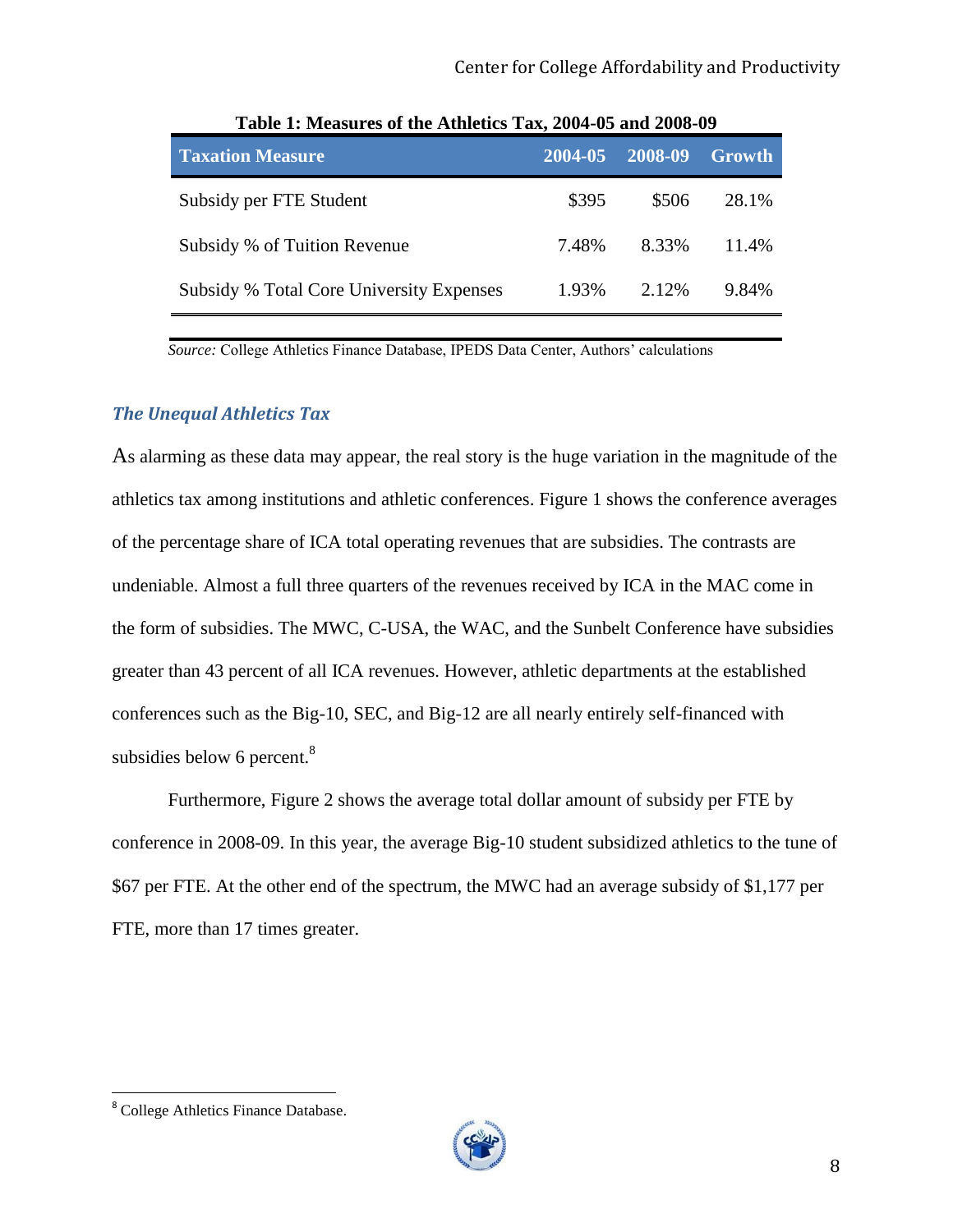**Table 1: Measures of the Athletics Tax, 2004-05 and 2008-09**

| Taxation Measure | 2004-05 | 2008-09 | Growth |
|---|---|---|---|
| Subsidy per FTE Student | \$395 | \$506 | 28.1% |
| Subsidy % of Tuition Revenue | 7.48% | 8.33% | 11.4% |
| Subsidy % Total Core University Expenses | 1.93% | 2.12% | 9.84% |

*Source:* College Athletics Finance Database, IPEDS Data Center, Authors' calculations

### *The Unequal Athletics Tax*

As alarming as these data may appear, the real story is the huge variation in the magnitude of the athletics tax among institutions and athletic conferences. Figure 1 shows the conference averages of the percentage share of ICA total operating revenues that are subsidies. The contrasts are undeniable. Almost a full three quarters of the revenues received by ICA in the MAC come in the form of subsidies. The MWC, C-USA, the WAC, and the Sunbelt Conference have subsidies greater than 43 percent of all ICA revenues. However, athletic departments at the established conferences such as the Big-10, SEC, and Big-12 are all nearly entirely self-financed with subsidies below 6 percent.[8]

Furthermore, Figure 2 shows the average total dollar amount of subsidy per FTE by conference in 2008-09. In this year, the average Big-10 student subsidized athletics to the tune of \$67 per FTE. At the other end of the spectrum, the MWC had an average subsidy of \$1,177 per FTE, more than 17 times greater.

[8] College Athletics Finance Database.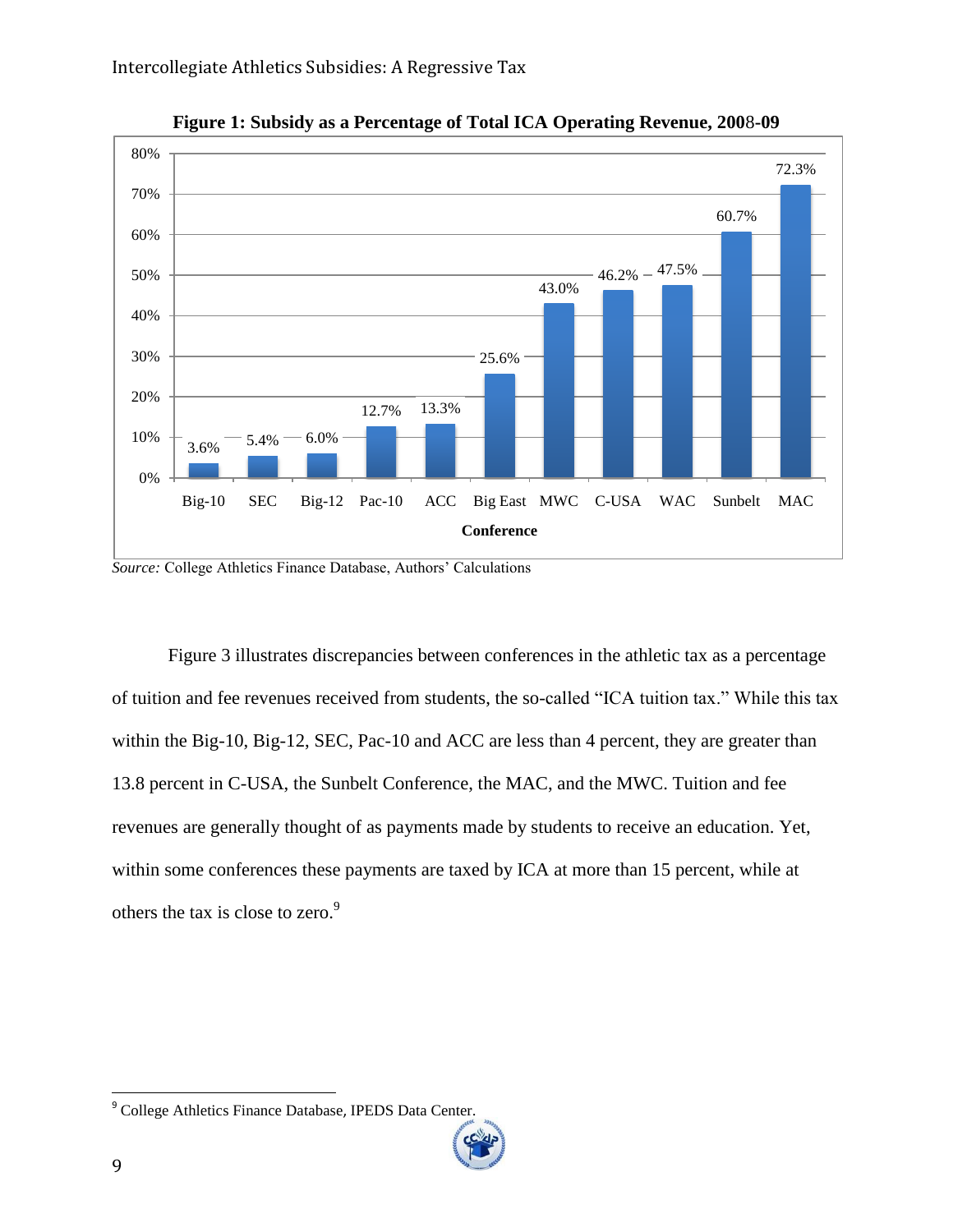**Figure 1: Subsidy as a Percentage of Total ICA Operating Revenue, 2008-09**

| Conference | Subsidy (%) |
|---|---|
| Big-10 | 3.6% |
| SEC | 5.4% |
| Big-12 | 6.0% |
| Pac-10 | 12.7% |
| ACC | 13.3% |
| Big East | 25.6% |
| MWC | 43.0% |
| C-USA | 46.2% |
| WAC | 47.5% |
| Sunbelt | 60.7% |
| MAC | 72.3% |

*Source:* College Athletics Finance Database, Authors' Calculations

Figure 3 illustrates discrepancies between conferences in the athletic tax as a percentage of tuition and fee revenues received from students, the so-called "ICA tuition tax." While this tax within the Big-10, Big-12, SEC, Pac-10 and ACC are less than 4 percent, they are greater than 13.8 percent in C-USA, the Sunbelt Conference, the MAC, and the MWC. Tuition and fee revenues are generally thought of as payments made by students to receive an education. Yet, within some conferences these payments are taxed by ICA at more than 15 percent, while at others the tax is close to zero.[9]

[9] College Athletics Finance Database, IPEDS Data Center.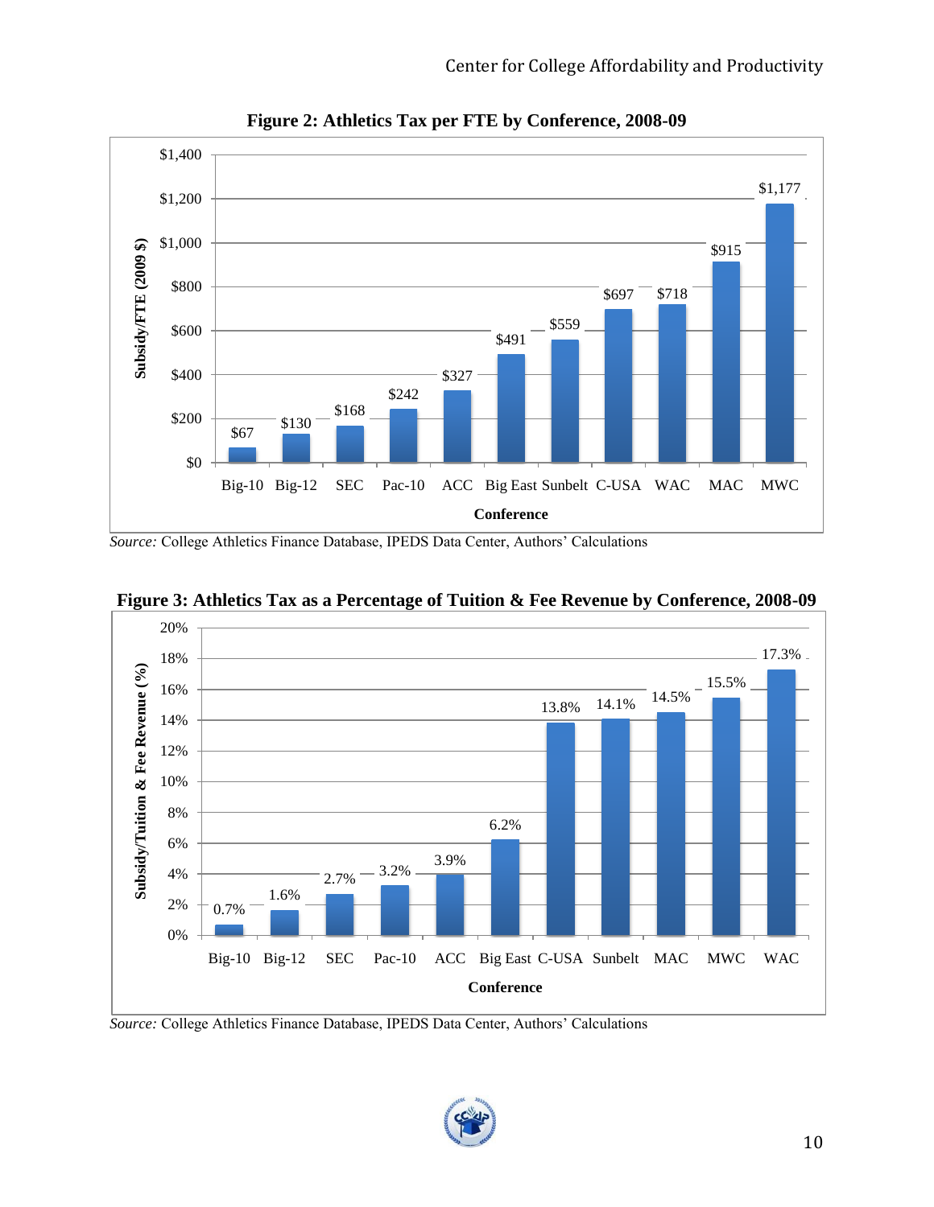**Figure 2: Athletics Tax per FTE by Conference, 2008-09**

| Conference | Subsidy/FTE (2009 $) |
| --- | --- |
| Big-10 | $67 |
| Big-12 | $130 |
| SEC | $168 |
| Pac-10 | $242 |
| ACC | $327 |
| Big East | $491 |
| Sunbelt | $559 |
| C-USA | $697 |
| WAC | $718 |
| MAC | $915 |
| MWC | $1,177 |

*Source:* College Athletics Finance Database, IPEDS Data Center, Authors' Calculations

**Figure 3: Athletics Tax as a Percentage of Tuition & Fee Revenue by Conference, 2008-09**

| Conference | Subsidy/Tuition & Fee Revenue (%) |
| --- | --- |
| Big-10 | 0.7% |
| Big-12 | 1.6% |
| SEC | 2.7% |
| Pac-10 | 3.2% |
| ACC | 3.9% |
| Big East | 6.2% |
| C-USA | 13.8% |
| Sunbelt | 14.1% |
| MAC | 14.5% |
| MWC | 15.5% |
| WAC | 17.3% |

*Source:* College Athletics Finance Database, IPEDS Data Center, Authors' Calculations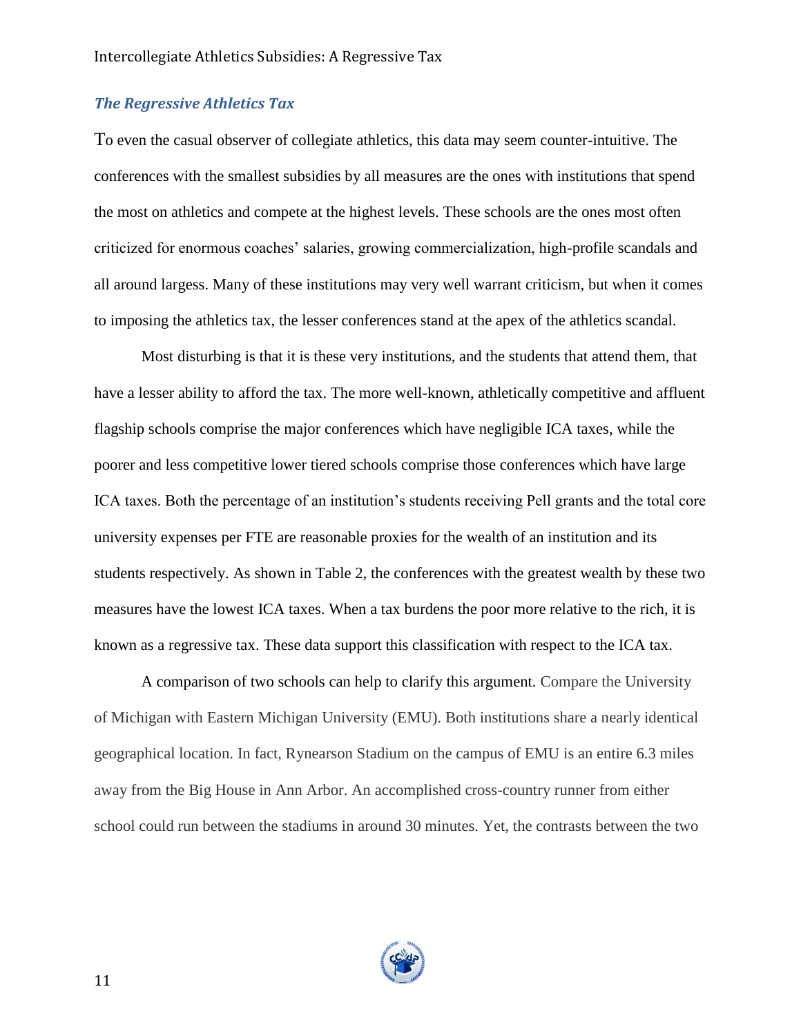### *The Regressive Athletics Tax*

To even the casual observer of collegiate athletics, this data may seem counter-intuitive. The conferences with the smallest subsidies by all measures are the ones with institutions that spend the most on athletics and compete at the highest levels. These schools are the ones most often criticized for enormous coaches' salaries, growing commercialization, high-profile scandals and all around largess. Many of these institutions may very well warrant criticism, but when it comes to imposing the athletics tax, the lesser conferences stand at the apex of the athletics scandal.

Most disturbing is that it is these very institutions, and the students that attend them, that have a lesser ability to afford the tax. The more well-known, athletically competitive and affluent flagship schools comprise the major conferences which have negligible ICA taxes, while the poorer and less competitive lower tiered schools comprise those conferences which have large ICA taxes. Both the percentage of an institution's students receiving Pell grants and the total core university expenses per FTE are reasonable proxies for the wealth of an institution and its students respectively. As shown in Table 2, the conferences with the greatest wealth by these two measures have the lowest ICA taxes. When a tax burdens the poor more relative to the rich, it is known as a regressive tax. These data support this classification with respect to the ICA tax.

A comparison of two schools can help to clarify this argument. Compare the University of Michigan with Eastern Michigan University (EMU). Both institutions share a nearly identical geographical location. In fact, Rynearson Stadium on the campus of EMU is an entire 6.3 miles away from the Big House in Ann Arbor. An accomplished cross-country runner from either school could run between the stadiums in around 30 minutes. Yet, the contrasts between the two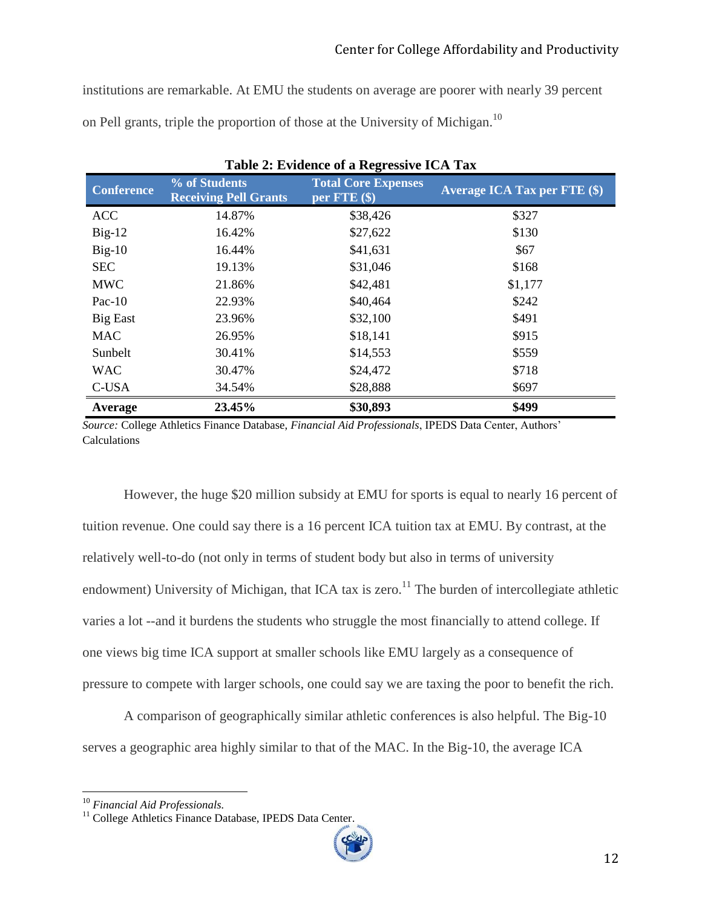institutions are remarkable. At EMU the students on average are poorer with nearly 39 percent on Pell grants, triple the proportion of those at the University of Michigan.[10]

**Table 2: Evidence of a Regressive ICA Tax**

| Conference | % of Students Receiving Pell Grants | Total Core Expenses per FTE ($) | Average ICA Tax per FTE ($) |
|---|---|---|---|
| ACC | 14.87% | $38,426 | $327 |
| Big-12 | 16.42% | $27,622 | $130 |
| Big-10 | 16.44% | $41,631 | $67 |
| SEC | 19.13% | $31,046 | $168 |
| MWC | 21.86% | $42,481 | $1,177 |
| Pac-10 | 22.93% | $40,464 | $242 |
| Big East | 23.96% | $32,100 | $491 |
| MAC | 26.95% | $18,141 | $915 |
| Sunbelt | 30.41% | $14,553 | $559 |
| WAC | 30.47% | $24,472 | $718 |
| C-USA | 34.54% | $28,888 | $697 |
| **Average** | **23.45%** | **$30,893** | **$499** |

*Source:* College Athletics Finance Database, *Financial Aid Professionals*, IPEDS Data Center, Authors' Calculations

However, the huge $20 million subsidy at EMU for sports is equal to nearly 16 percent of tuition revenue. One could say there is a 16 percent ICA tuition tax at EMU. By contrast, at the relatively well-to-do (not only in terms of student body but also in terms of university endowment) University of Michigan, that ICA tax is zero.[11] The burden of intercollegiate athletic varies a lot --and it burdens the students who struggle the most financially to attend college. If one views big time ICA support at smaller schools like EMU largely as a consequence of pressure to compete with larger schools, one could say we are taxing the poor to benefit the rich.

A comparison of geographically similar athletic conferences is also helpful. The Big-10 serves a geographic area highly similar to that of the MAC. In the Big-10, the average ICA

---

[10] *Financial Aid Professionals.*

[11] College Athletics Finance Database, IPEDS Data Center.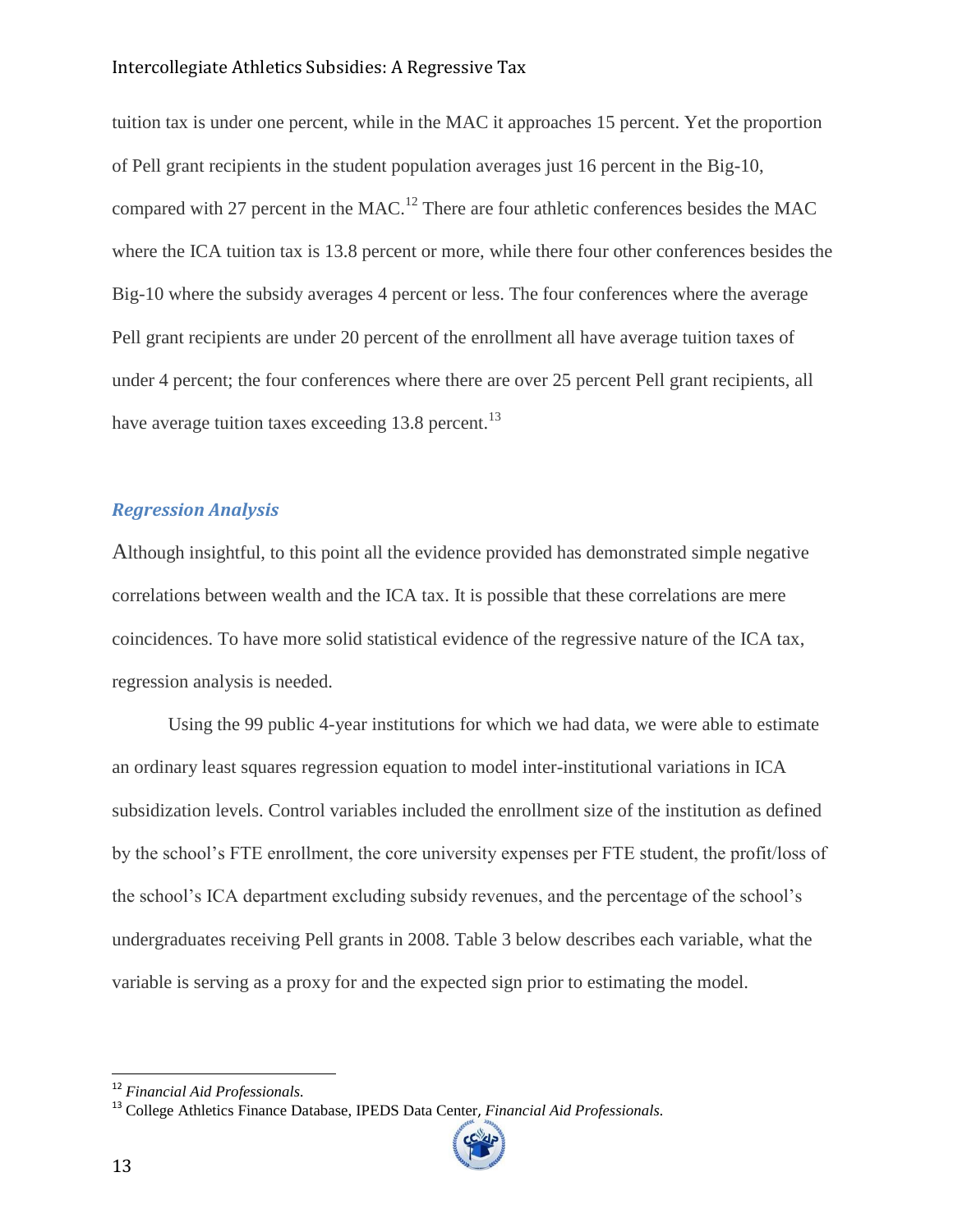tuition tax is under one percent, while in the MAC it approaches 15 percent. Yet the proportion of Pell grant recipients in the student population averages just 16 percent in the Big-10, compared with 27 percent in the MAC.[12] There are four athletic conferences besides the MAC where the ICA tuition tax is 13.8 percent or more, while there four other conferences besides the Big-10 where the subsidy averages 4 percent or less. The four conferences where the average Pell grant recipients are under 20 percent of the enrollment all have average tuition taxes of under 4 percent; the four conferences where there are over 25 percent Pell grant recipients, all have average tuition taxes exceeding 13.8 percent.[13]

### *Regression Analysis*

Although insightful, to this point all the evidence provided has demonstrated simple negative correlations between wealth and the ICA tax. It is possible that these correlations are mere coincidences. To have more solid statistical evidence of the regressive nature of the ICA tax, regression analysis is needed.

Using the 99 public 4-year institutions for which we had data, we were able to estimate an ordinary least squares regression equation to model inter-institutional variations in ICA subsidization levels. Control variables included the enrollment size of the institution as defined by the school's FTE enrollment, the core university expenses per FTE student, the profit/loss of the school's ICA department excluding subsidy revenues, and the percentage of the school's undergraduates receiving Pell grants in 2008. Table 3 below describes each variable, what the variable is serving as a proxy for and the expected sign prior to estimating the model.

---

[12] *Financial Aid Professionals.*

[13] College Athletics Finance Database, IPEDS Data Center, *Financial Aid Professionals.*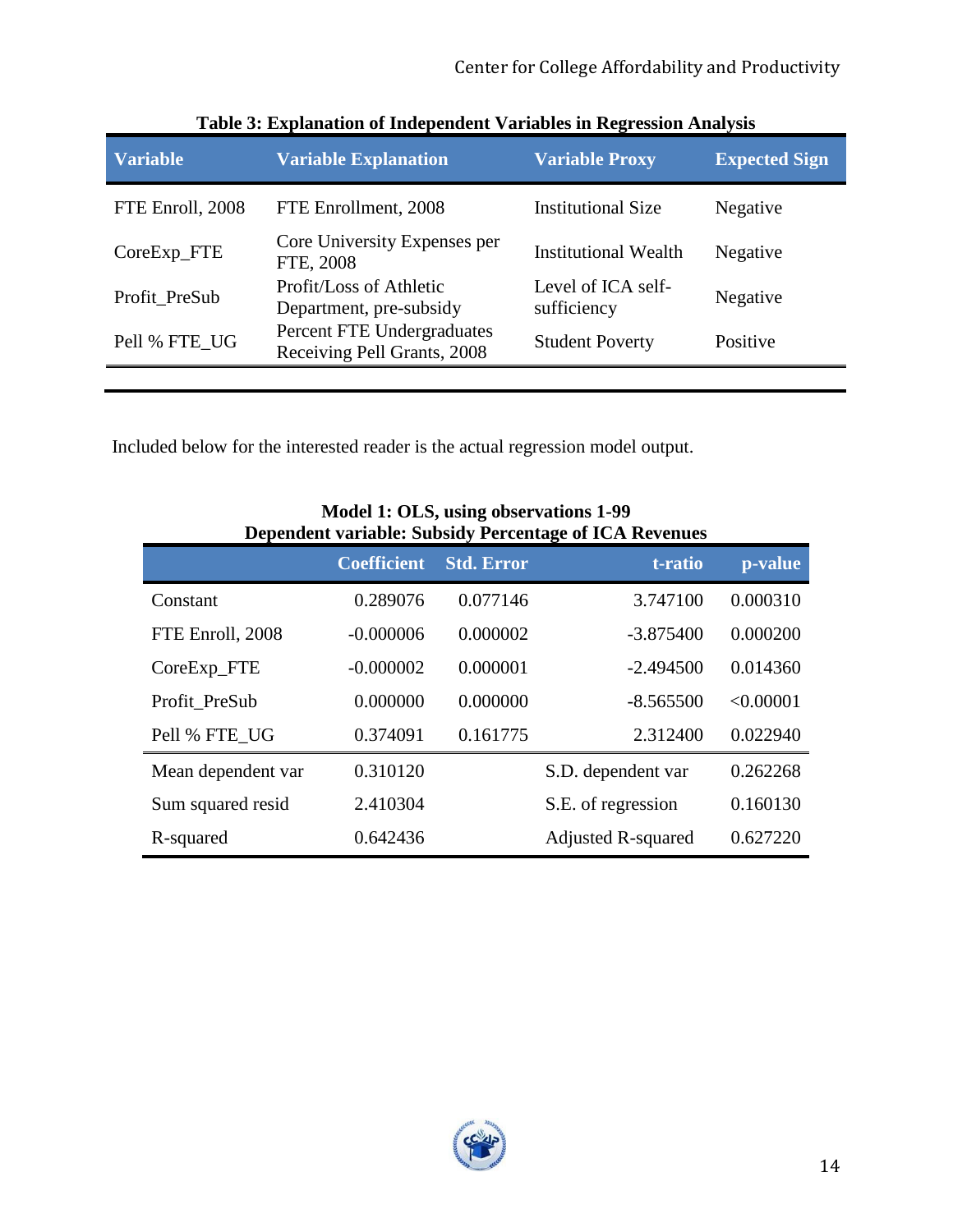**Table 3: Explanation of Independent Variables in Regression Analysis**

| Variable | Variable Explanation | Variable Proxy | Expected Sign |
|---|---|---|---|
| FTE Enroll, 2008 | FTE Enrollment, 2008 | Institutional Size | Negative |
| CoreExp_FTE | Core University Expenses per FTE, 2008 | Institutional Wealth | Negative |
| Profit_PreSub | Profit/Loss of Athletic Department, pre-subsidy | Level of ICA self-sufficiency | Negative |
| Pell % FTE_UG | Percent FTE Undergraduates Receiving Pell Grants, 2008 | Student Poverty | Positive |

Included below for the interested reader is the actual regression model output.

**Model 1: OLS, using observations 1-99**
**Dependent variable: Subsidy Percentage of ICA Revenues**

| | Coefficient | Std. Error | t-ratio | p-value |
|---|---|---|---|---|
| Constant | 0.289076 | 0.077146 | 3.747100 | 0.000310 |
| FTE Enroll, 2008 | -0.000006 | 0.000002 | -3.875400 | 0.000200 |
| CoreExp_FTE | -0.000002 | 0.000001 | -2.494500 | 0.014360 |
| Profit_PreSub | 0.000000 | 0.000000 | -8.565500 | <0.00001 |
| Pell % FTE_UG | 0.374091 | 0.161775 | 2.312400 | 0.022940 |
| Mean dependent var | 0.310120 | | S.D. dependent var | 0.262268 |
| Sum squared resid | 2.410304 | | S.E. of regression | 0.160130 |
| R-squared | 0.642436 | | Adjusted R-squared | 0.627220 |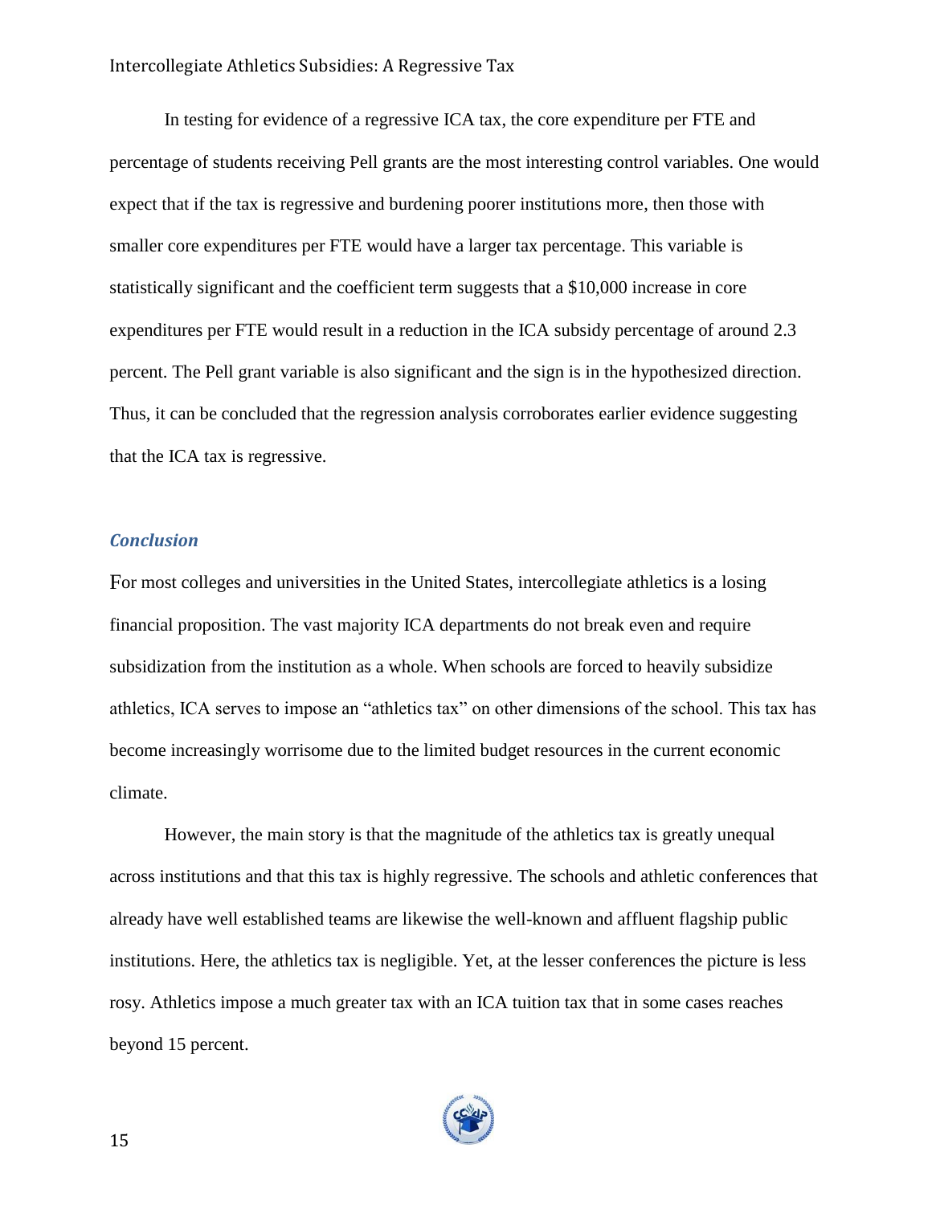In testing for evidence of a regressive ICA tax, the core expenditure per FTE and percentage of students receiving Pell grants are the most interesting control variables. One would expect that if the tax is regressive and burdening poorer institutions more, then those with smaller core expenditures per FTE would have a larger tax percentage. This variable is statistically significant and the coefficient term suggests that a $10,000 increase in core expenditures per FTE would result in a reduction in the ICA subsidy percentage of around 2.3 percent. The Pell grant variable is also significant and the sign is in the hypothesized direction. Thus, it can be concluded that the regression analysis corroborates earlier evidence suggesting that the ICA tax is regressive.

### *Conclusion*

For most colleges and universities in the United States, intercollegiate athletics is a losing financial proposition. The vast majority ICA departments do not break even and require subsidization from the institution as a whole. When schools are forced to heavily subsidize athletics, ICA serves to impose an "athletics tax" on other dimensions of the school. This tax has become increasingly worrisome due to the limited budget resources in the current economic climate.

However, the main story is that the magnitude of the athletics tax is greatly unequal across institutions and that this tax is highly regressive. The schools and athletic conferences that already have well established teams are likewise the well-known and affluent flagship public institutions. Here, the athletics tax is negligible. Yet, at the lesser conferences the picture is less rosy. Athletics impose a much greater tax with an ICA tuition tax that in some cases reaches beyond 15 percent.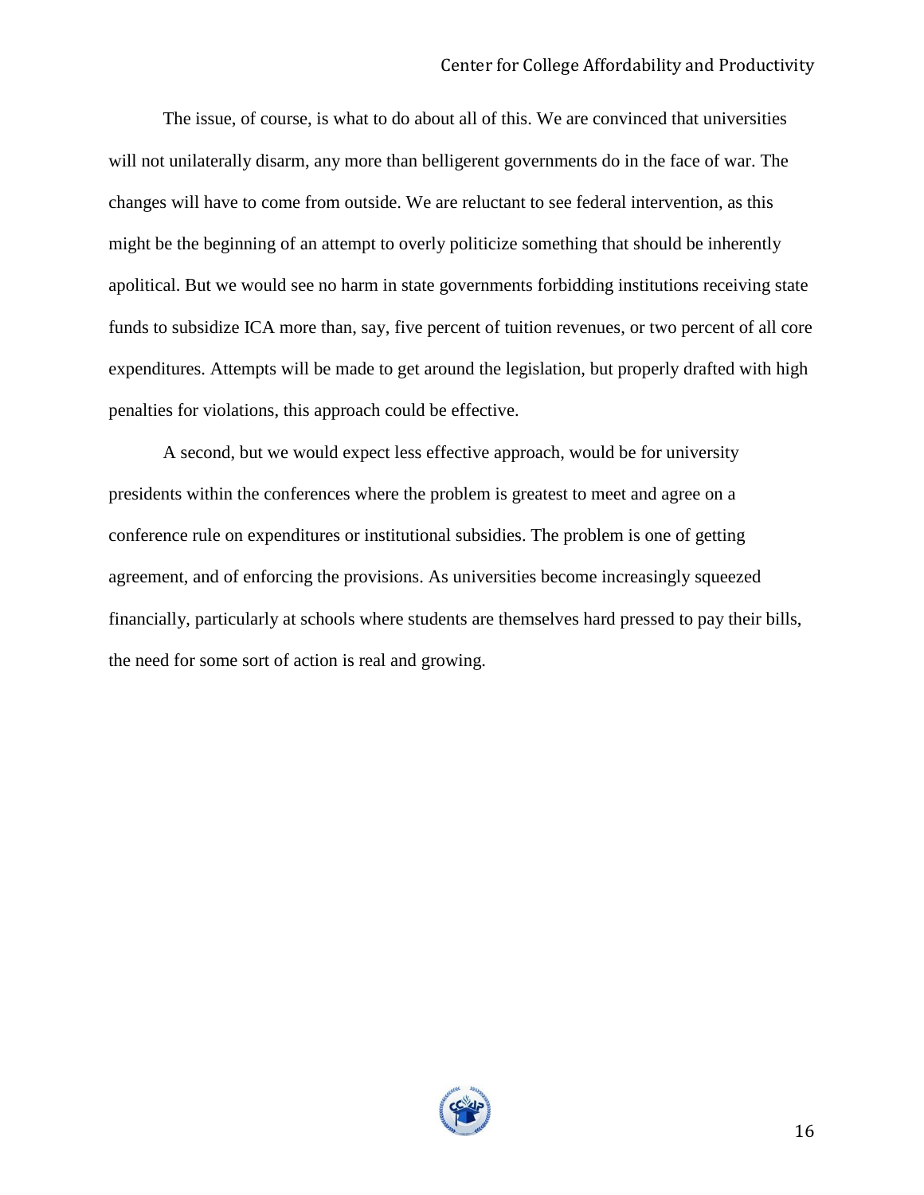The issue, of course, is what to do about all of this. We are convinced that universities will not unilaterally disarm, any more than belligerent governments do in the face of war. The changes will have to come from outside. We are reluctant to see federal intervention, as this might be the beginning of an attempt to overly politicize something that should be inherently apolitical. But we would see no harm in state governments forbidding institutions receiving state funds to subsidize ICA more than, say, five percent of tuition revenues, or two percent of all core expenditures. Attempts will be made to get around the legislation, but properly drafted with high penalties for violations, this approach could be effective.

A second, but we would expect less effective approach, would be for university presidents within the conferences where the problem is greatest to meet and agree on a conference rule on expenditures or institutional subsidies. The problem is one of getting agreement, and of enforcing the provisions. As universities become increasingly squeezed financially, particularly at schools where students are themselves hard pressed to pay their bills, the need for some sort of action is real and growing.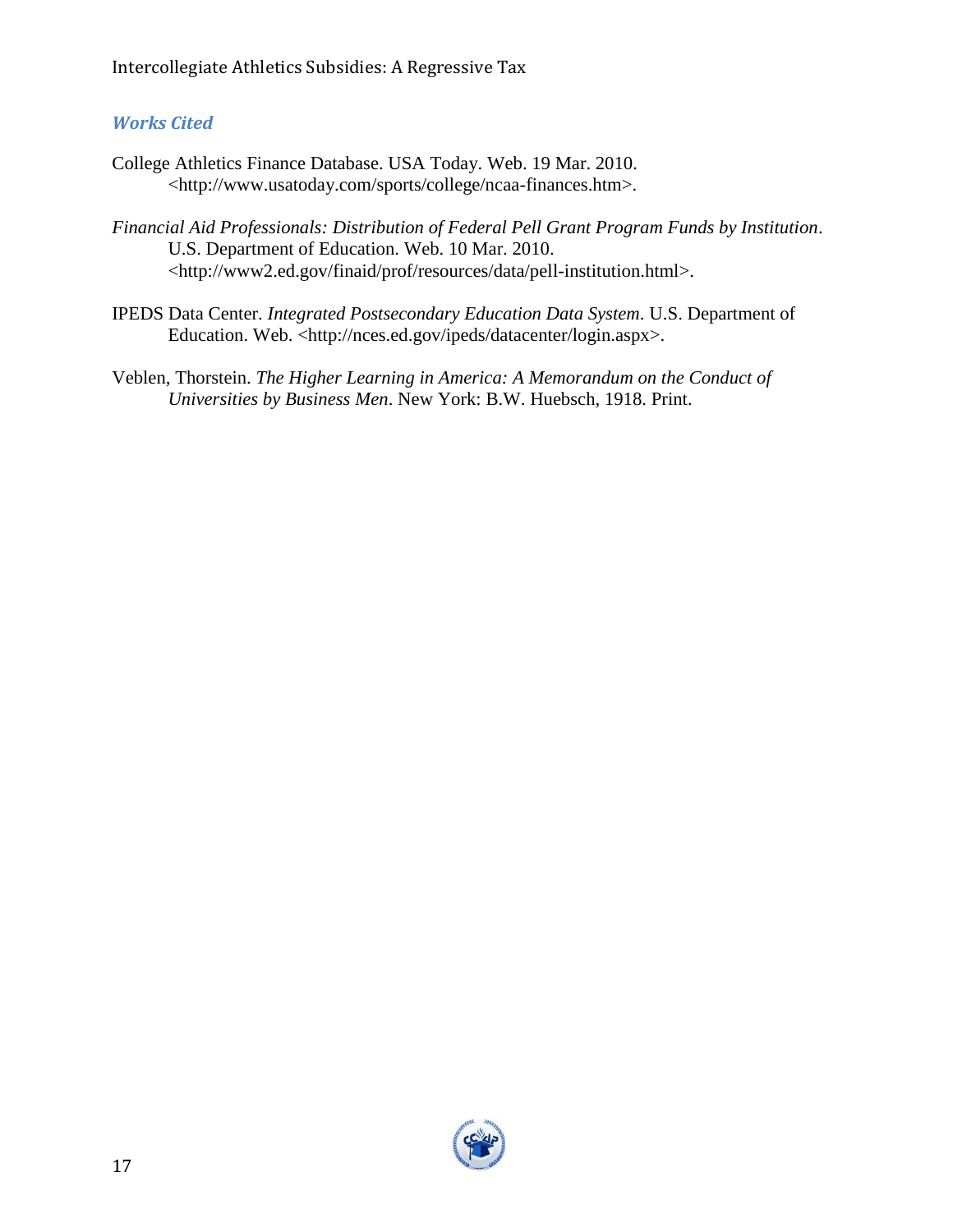## *Works Cited*

College Athletics Finance Database. USA Today. Web. 19 Mar. 2010. <http://www.usatoday.com/sports/college/ncaa-finances.htm>.

*Financial Aid Professionals: Distribution of Federal Pell Grant Program Funds by Institution*. U.S. Department of Education. Web. 10 Mar. 2010. <http://www2.ed.gov/finaid/prof/resources/data/pell-institution.html>.

IPEDS Data Center. *Integrated Postsecondary Education Data System*. U.S. Department of Education. Web. <http://nces.ed.gov/ipeds/datacenter/login.aspx>.

Veblen, Thorstein. *The Higher Learning in America: A Memorandum on the Conduct of Universities by Business Men*. New York: B.W. Huebsch, 1918. Print.